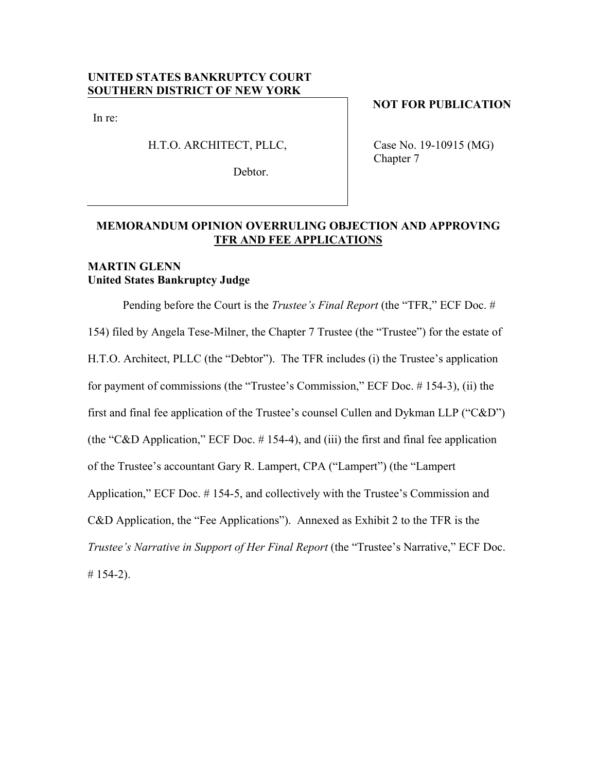**UNITED STATES BANKRUPTCY COURT**
**SOUTHERN DISTRICT OF NEW YORK**

**NOT FOR PUBLICATION**

In re:

H.T.O. ARCHITECT, PLLC,

Debtor.

Case No. 19-10915 (MG)
Chapter 7

**MEMORANDUM OPINION OVERRULING OBJECTION AND APPROVING TFR AND FEE APPLICATIONS**

**MARTIN GLENN**
**United States Bankruptcy Judge**

Pending before the Court is the *Trustee's Final Report* (the "TFR," ECF Doc. # 154) filed by Angela Tese-Milner, the Chapter 7 Trustee (the "Trustee") for the estate of H.T.O. Architect, PLLC (the "Debtor"). The TFR includes (i) the Trustee's application for payment of commissions (the "Trustee's Commission," ECF Doc. # 154-3), (ii) the first and final fee application of the Trustee's counsel Cullen and Dykman LLP ("C&D") (the "C&D Application," ECF Doc. # 154-4), and (iii) the first and final fee application of the Trustee's accountant Gary R. Lampert, CPA ("Lampert") (the "Lampert Application," ECF Doc. # 154-5, and collectively with the Trustee's Commission and C&D Application, the "Fee Applications"). Annexed as Exhibit 2 to the TFR is the *Trustee's Narrative in Support of Her Final Report* (the "Trustee's Narrative," ECF Doc. # 154-2).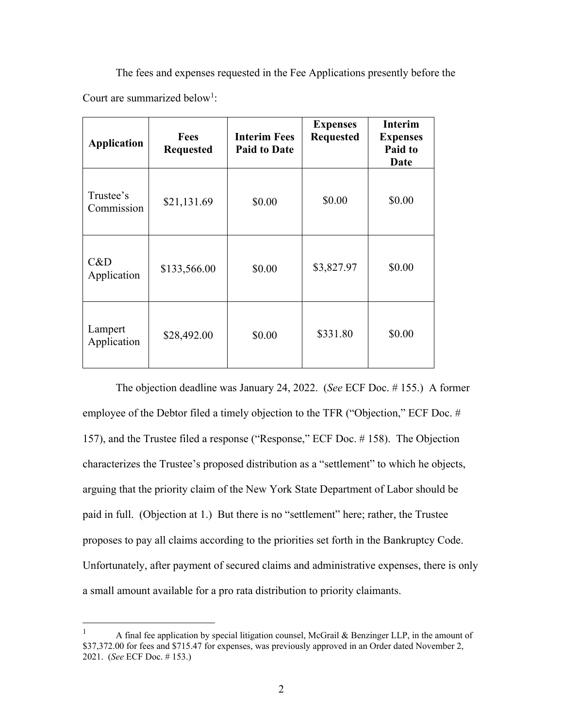The fees and expenses requested in the Fee Applications presently before the Court are summarized below[1]:

| Application | Fees Requested | Interim Fees Paid to Date | Expenses Requested | Interim Expenses Paid to Date |
|---|---|---|---|---|
| Trustee's Commission | $21,131.69 | $0.00 | $0.00 | $0.00 |
| C&D Application | $133,566.00 | $0.00 | $3,827.97 | $0.00 |
| Lampert Application | $28,492.00 | $0.00 | $331.80 | $0.00 |

The objection deadline was January 24, 2022. (*See* ECF Doc. # 155.) A former employee of the Debtor filed a timely objection to the TFR ("Objection," ECF Doc. # 157), and the Trustee filed a response ("Response," ECF Doc. # 158). The Objection characterizes the Trustee's proposed distribution as a "settlement" to which he objects, arguing that the priority claim of the New York State Department of Labor should be paid in full. (Objection at 1.) But there is no "settlement" here; rather, the Trustee proposes to pay all claims according to the priorities set forth in the Bankruptcy Code. Unfortunately, after payment of secured claims and administrative expenses, there is only a small amount available for a pro rata distribution to priority claimants.

---

[1] A final fee application by special litigation counsel, McGrail & Benzinger LLP, in the amount of $37,372.00 for fees and $715.47 for expenses, was previously approved in an Order dated November 2, 2021. (*See* ECF Doc. # 153.)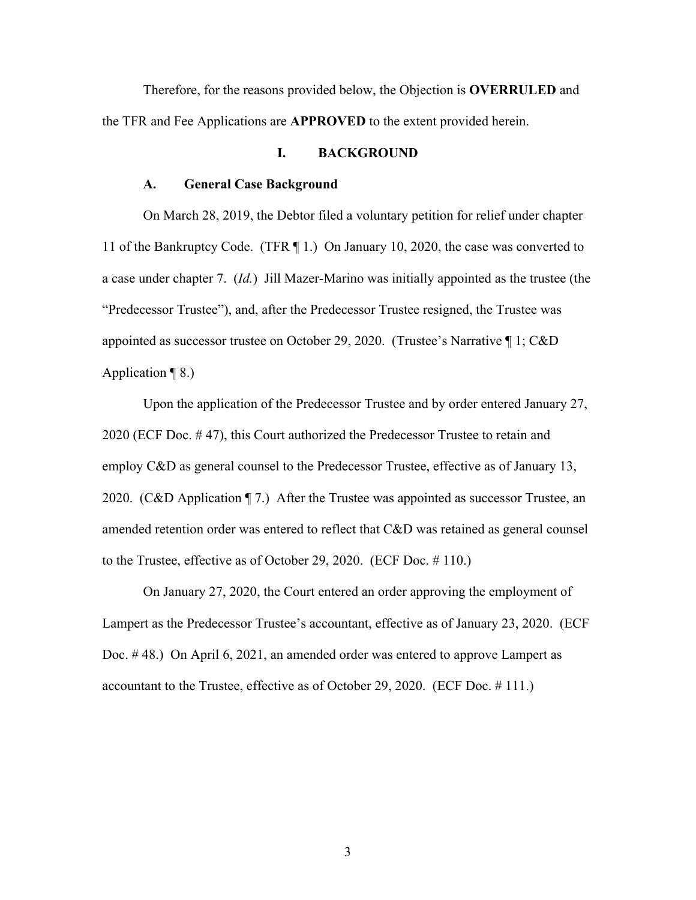Therefore, for the reasons provided below, the Objection is **OVERRULED** and the TFR and Fee Applications are **APPROVED** to the extent provided herein.

## I. BACKGROUND

### A. General Case Background

On March 28, 2019, the Debtor filed a voluntary petition for relief under chapter 11 of the Bankruptcy Code. (TFR ¶ 1.) On January 10, 2020, the case was converted to a case under chapter 7. (*Id.*) Jill Mazer-Marino was initially appointed as the trustee (the "Predecessor Trustee"), and, after the Predecessor Trustee resigned, the Trustee was appointed as successor trustee on October 29, 2020. (Trustee's Narrative ¶ 1; C&D Application ¶ 8.)

Upon the application of the Predecessor Trustee and by order entered January 27, 2020 (ECF Doc. # 47), this Court authorized the Predecessor Trustee to retain and employ C&D as general counsel to the Predecessor Trustee, effective as of January 13, 2020. (C&D Application ¶ 7.) After the Trustee was appointed as successor Trustee, an amended retention order was entered to reflect that C&D was retained as general counsel to the Trustee, effective as of October 29, 2020. (ECF Doc. # 110.)

On January 27, 2020, the Court entered an order approving the employment of Lampert as the Predecessor Trustee's accountant, effective as of January 23, 2020. (ECF Doc. # 48.) On April 6, 2021, an amended order was entered to approve Lampert as accountant to the Trustee, effective as of October 29, 2020. (ECF Doc. # 111.)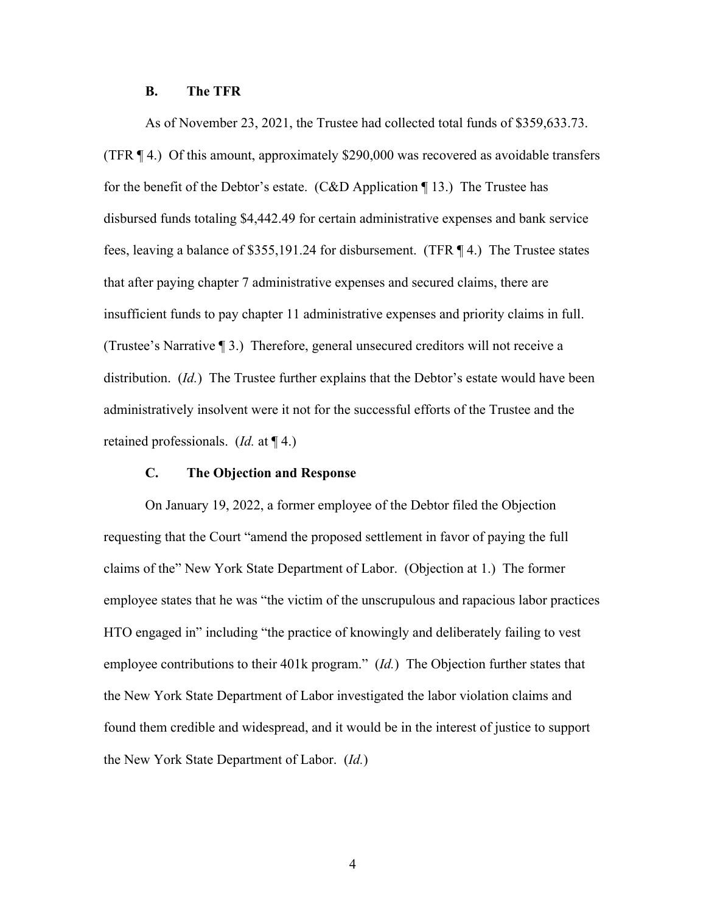### B. The TFR

As of November 23, 2021, the Trustee had collected total funds of $359,633.73. (TFR ¶ 4.) Of this amount, approximately $290,000 was recovered as avoidable transfers for the benefit of the Debtor's estate. (C&D Application ¶ 13.) The Trustee has disbursed funds totaling $4,442.49 for certain administrative expenses and bank service fees, leaving a balance of $355,191.24 for disbursement. (TFR ¶ 4.) The Trustee states that after paying chapter 7 administrative expenses and secured claims, there are insufficient funds to pay chapter 11 administrative expenses and priority claims in full. (Trustee's Narrative ¶ 3.) Therefore, general unsecured creditors will not receive a distribution. (*Id.*) The Trustee further explains that the Debtor's estate would have been administratively insolvent were it not for the successful efforts of the Trustee and the retained professionals. (*Id.* at ¶ 4.)

### C. The Objection and Response

On January 19, 2022, a former employee of the Debtor filed the Objection requesting that the Court "amend the proposed settlement in favor of paying the full claims of the" New York State Department of Labor. (Objection at 1.) The former employee states that he was "the victim of the unscrupulous and rapacious labor practices HTO engaged in" including "the practice of knowingly and deliberately failing to vest employee contributions to their 401k program." (*Id.*) The Objection further states that the New York State Department of Labor investigated the labor violation claims and found them credible and widespread, and it would be in the interest of justice to support the New York State Department of Labor. (*Id.*)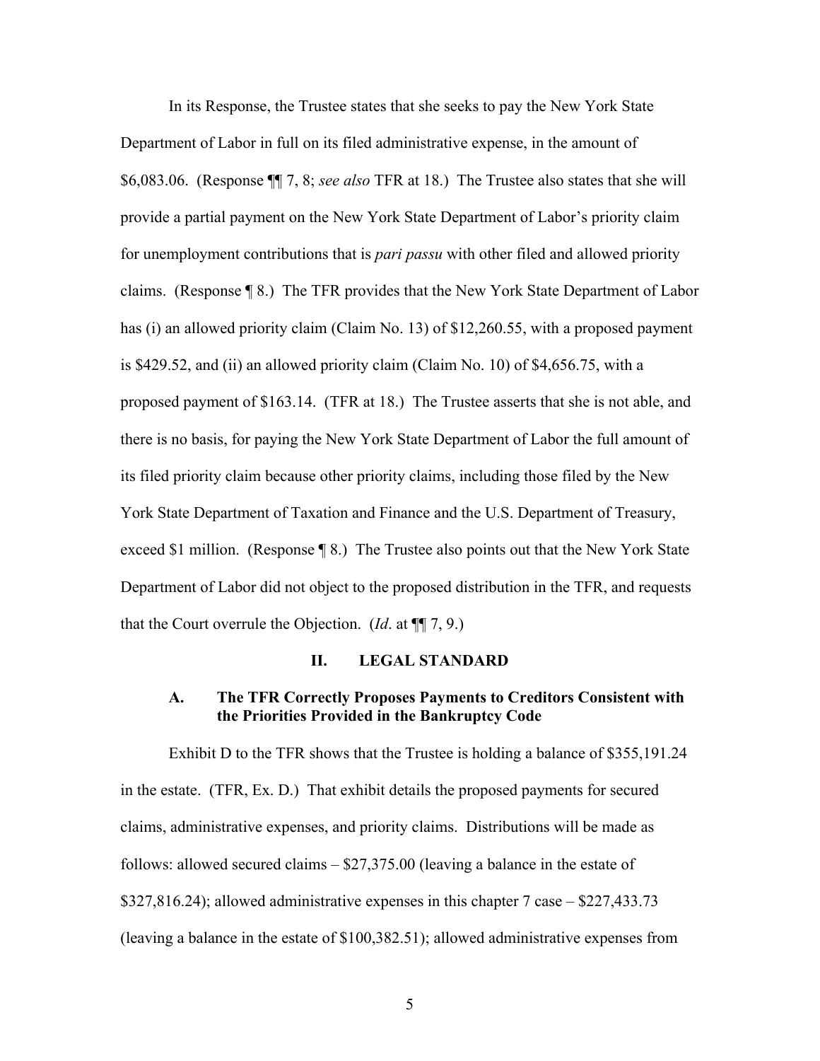In its Response, the Trustee states that she seeks to pay the New York State Department of Labor in full on its filed administrative expense, in the amount of $6,083.06. (Response ¶¶ 7, 8; *see also* TFR at 18.) The Trustee also states that she will provide a partial payment on the New York State Department of Labor's priority claim for unemployment contributions that is *pari passu* with other filed and allowed priority claims. (Response ¶ 8.) The TFR provides that the New York State Department of Labor has (i) an allowed priority claim (Claim No. 13) of $12,260.55, with a proposed payment is $429.52, and (ii) an allowed priority claim (Claim No. 10) of $4,656.75, with a proposed payment of $163.14. (TFR at 18.) The Trustee asserts that she is not able, and there is no basis, for paying the New York State Department of Labor the full amount of its filed priority claim because other priority claims, including those filed by the New York State Department of Taxation and Finance and the U.S. Department of Treasury, exceed $1 million. (Response ¶ 8.) The Trustee also points out that the New York State Department of Labor did not object to the proposed distribution in the TFR, and requests that the Court overrule the Objection. (*Id*. at ¶¶ 7, 9.)

## II. LEGAL STANDARD

### A. The TFR Correctly Proposes Payments to Creditors Consistent with the Priorities Provided in the Bankruptcy Code

Exhibit D to the TFR shows that the Trustee is holding a balance of $355,191.24 in the estate. (TFR, Ex. D.) That exhibit details the proposed payments for secured claims, administrative expenses, and priority claims. Distributions will be made as follows: allowed secured claims – $27,375.00 (leaving a balance in the estate of $327,816.24); allowed administrative expenses in this chapter 7 case – $227,433.73 (leaving a balance in the estate of $100,382.51); allowed administrative expenses from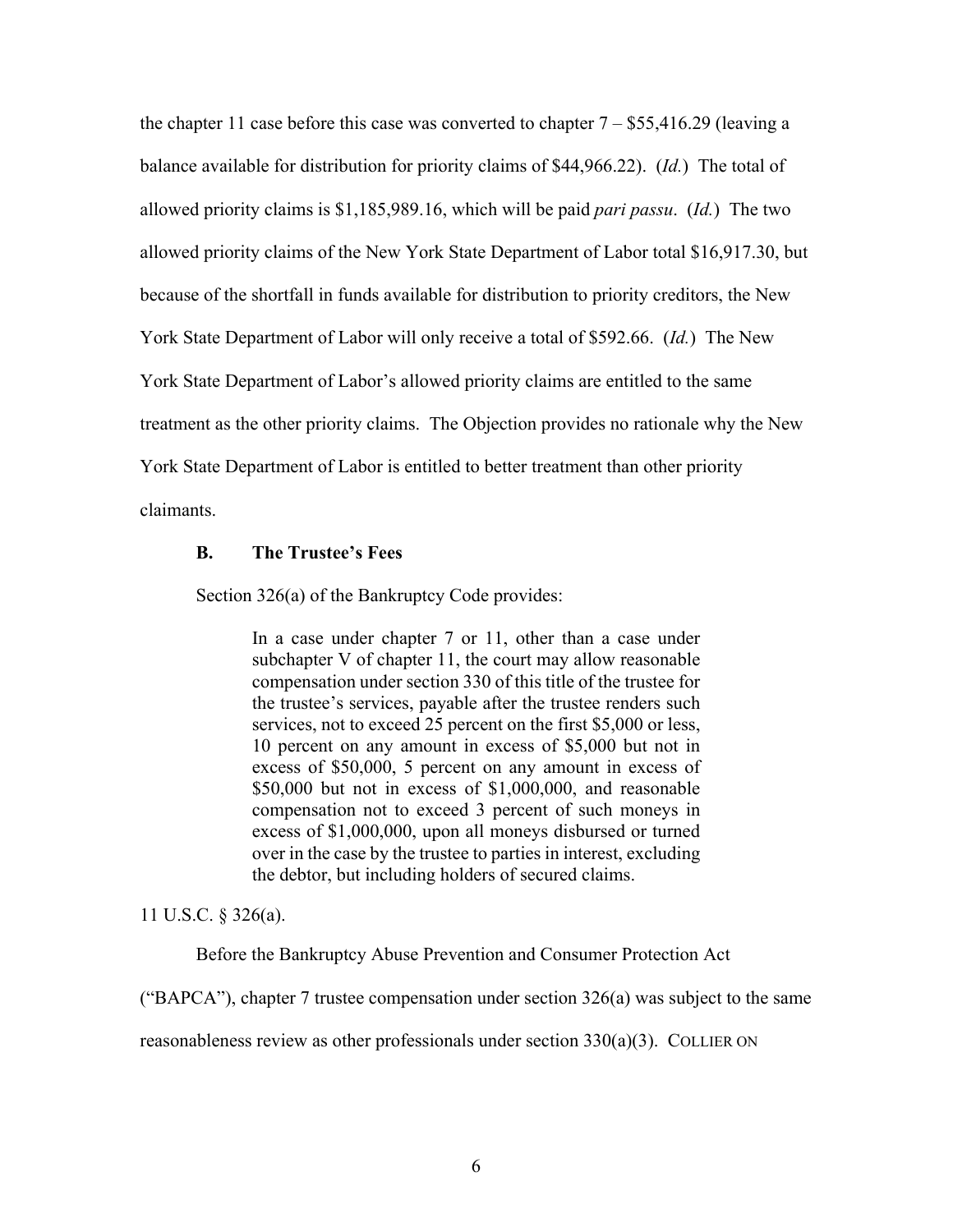the chapter 11 case before this case was converted to chapter 7 – $55,416.29 (leaving a balance available for distribution for priority claims of $44,966.22). (*Id.*) The total of allowed priority claims is $1,185,989.16, which will be paid *pari passu*. (*Id.*) The two allowed priority claims of the New York State Department of Labor total $16,917.30, but because of the shortfall in funds available for distribution to priority creditors, the New York State Department of Labor will only receive a total of $592.66. (*Id.*) The New York State Department of Labor's allowed priority claims are entitled to the same treatment as the other priority claims. The Objection provides no rationale why the New York State Department of Labor is entitled to better treatment than other priority claimants.

### B. The Trustee's Fees

Section 326(a) of the Bankruptcy Code provides:

> In a case under chapter 7 or 11, other than a case under subchapter V of chapter 11, the court may allow reasonable compensation under section 330 of this title of the trustee for the trustee's services, payable after the trustee renders such services, not to exceed 25 percent on the first $5,000 or less, 10 percent on any amount in excess of $5,000 but not in excess of $50,000, 5 percent on any amount in excess of $50,000 but not in excess of $1,000,000, and reasonable compensation not to exceed 3 percent of such moneys in excess of $1,000,000, upon all moneys disbursed or turned over in the case by the trustee to parties in interest, excluding the debtor, but including holders of secured claims.

11 U.S.C. § 326(a).

Before the Bankruptcy Abuse Prevention and Consumer Protection Act ("BAPCA"), chapter 7 trustee compensation under section 326(a) was subject to the same reasonableness review as other professionals under section 330(a)(3). COLLIER ON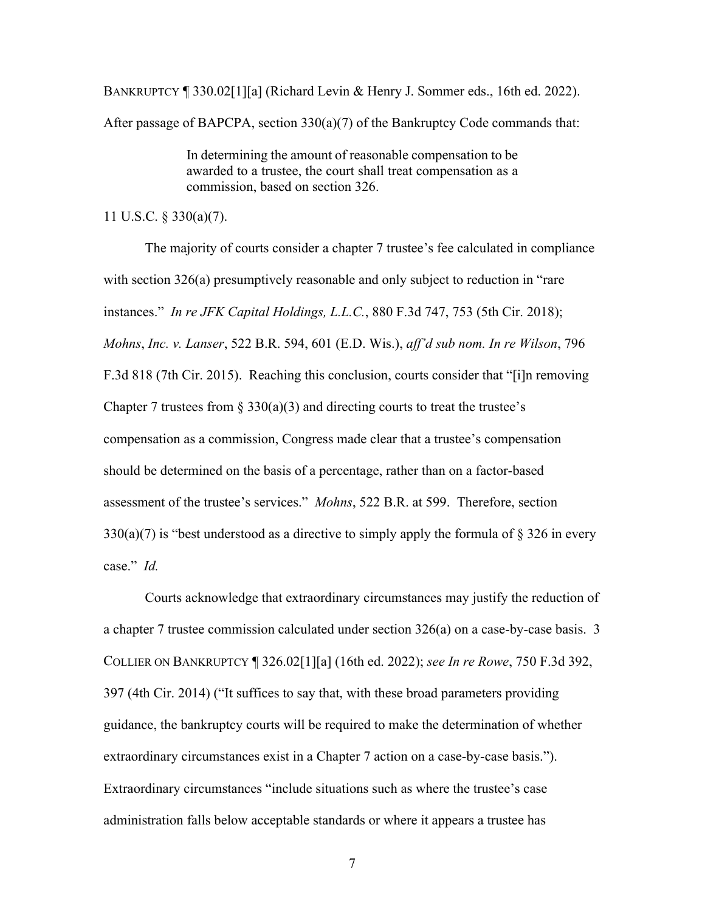BANKRUPTCY ¶ 330.02[1][a] (Richard Levin & Henry J. Sommer eds., 16th ed. 2022). After passage of BAPCPA, section 330(a)(7) of the Bankruptcy Code commands that:

> In determining the amount of reasonable compensation to be awarded to a trustee, the court shall treat compensation as a commission, based on section 326.

11 U.S.C. § 330(a)(7).

The majority of courts consider a chapter 7 trustee's fee calculated in compliance with section 326(a) presumptively reasonable and only subject to reduction in "rare instances." *In re JFK Capital Holdings, L.L.C.*, 880 F.3d 747, 753 (5th Cir. 2018); *Mohns*, *Inc. v. Lanser*, 522 B.R. 594, 601 (E.D. Wis.), *aff'd sub nom. In re Wilson*, 796 F.3d 818 (7th Cir. 2015). Reaching this conclusion, courts consider that "[i]n removing Chapter 7 trustees from § 330(a)(3) and directing courts to treat the trustee's compensation as a commission, Congress made clear that a trustee's compensation should be determined on the basis of a percentage, rather than on a factor-based assessment of the trustee's services." *Mohns*, 522 B.R. at 599. Therefore, section 330(a)(7) is "best understood as a directive to simply apply the formula of § 326 in every case." *Id.*

Courts acknowledge that extraordinary circumstances may justify the reduction of a chapter 7 trustee commission calculated under section 326(a) on a case-by-case basis. 3 COLLIER ON BANKRUPTCY ¶ 326.02[1][a] (16th ed. 2022); *see In re Rowe*, 750 F.3d 392, 397 (4th Cir. 2014) ("It suffices to say that, with these broad parameters providing guidance, the bankruptcy courts will be required to make the determination of whether extraordinary circumstances exist in a Chapter 7 action on a case-by-case basis."). Extraordinary circumstances "include situations such as where the trustee's case administration falls below acceptable standards or where it appears a trustee has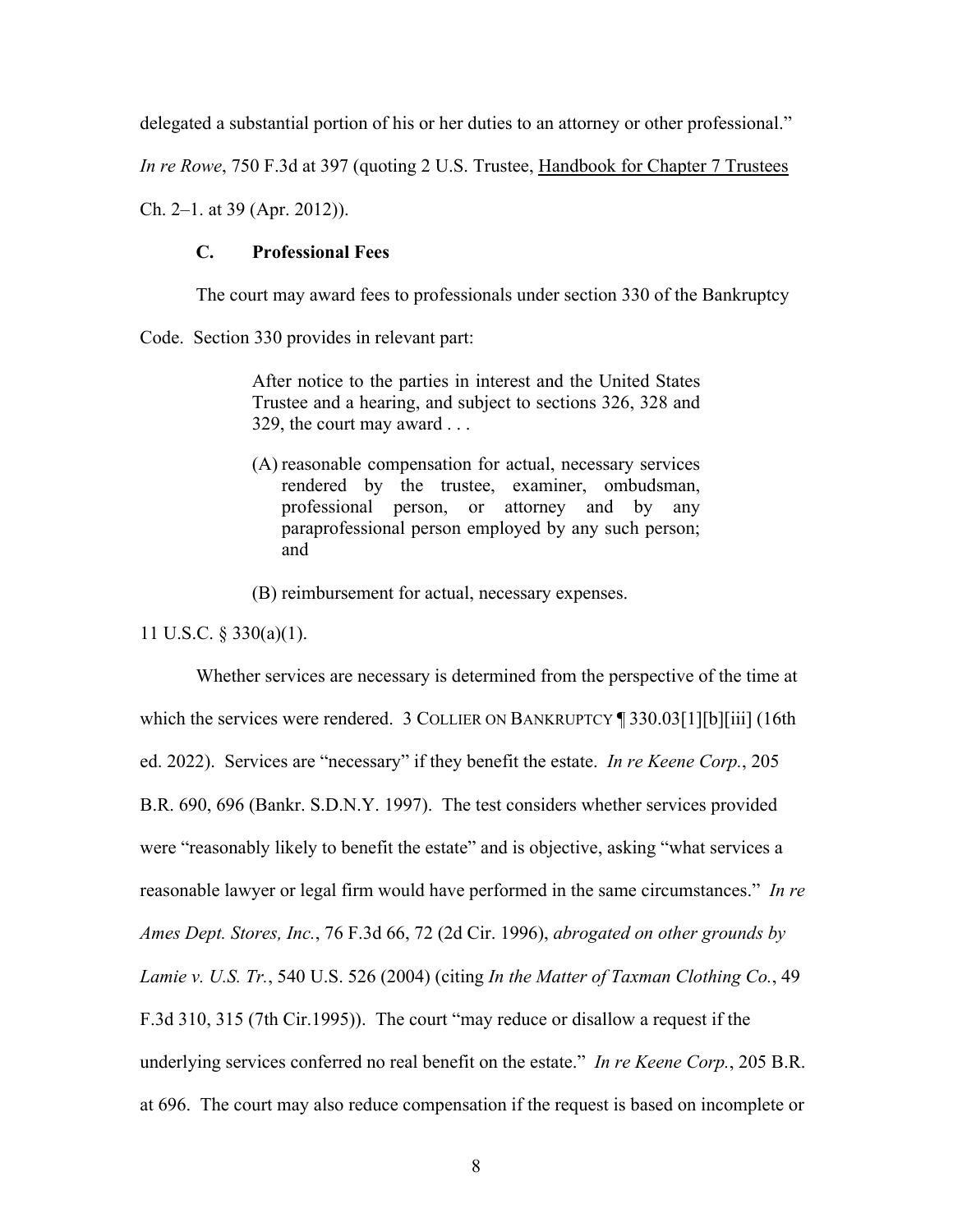delegated a substantial portion of his or her duties to an attorney or other professional." *In re Rowe*, 750 F.3d at 397 (quoting 2 U.S. Trustee, Handbook for Chapter 7 Trustees Ch. 2–1. at 39 (Apr. 2012)).

### C. Professional Fees

The court may award fees to professionals under section 330 of the Bankruptcy Code. Section 330 provides in relevant part:

> After notice to the parties in interest and the United States Trustee and a hearing, and subject to sections 326, 328 and 329, the court may award . . .
>
> (A) reasonable compensation for actual, necessary services rendered by the trustee, examiner, ombudsman, professional person, or attorney and by any paraprofessional person employed by any such person; and
>
> (B) reimbursement for actual, necessary expenses.

11 U.S.C. § 330(a)(1).

Whether services are necessary is determined from the perspective of the time at which the services were rendered. 3 COLLIER ON BANKRUPTCY ¶ 330.03[1][b][iii] (16th ed. 2022). Services are "necessary" if they benefit the estate. *In re Keene Corp.*, 205 B.R. 690, 696 (Bankr. S.D.N.Y. 1997). The test considers whether services provided were "reasonably likely to benefit the estate" and is objective, asking "what services a reasonable lawyer or legal firm would have performed in the same circumstances." *In re Ames Dept. Stores, Inc.*, 76 F.3d 66, 72 (2d Cir. 1996), *abrogated on other grounds by Lamie v. U.S. Tr.*, 540 U.S. 526 (2004) (citing *In the Matter of Taxman Clothing Co.*, 49 F.3d 310, 315 (7th Cir.1995)). The court "may reduce or disallow a request if the underlying services conferred no real benefit on the estate." *In re Keene Corp.*, 205 B.R. at 696. The court may also reduce compensation if the request is based on incomplete or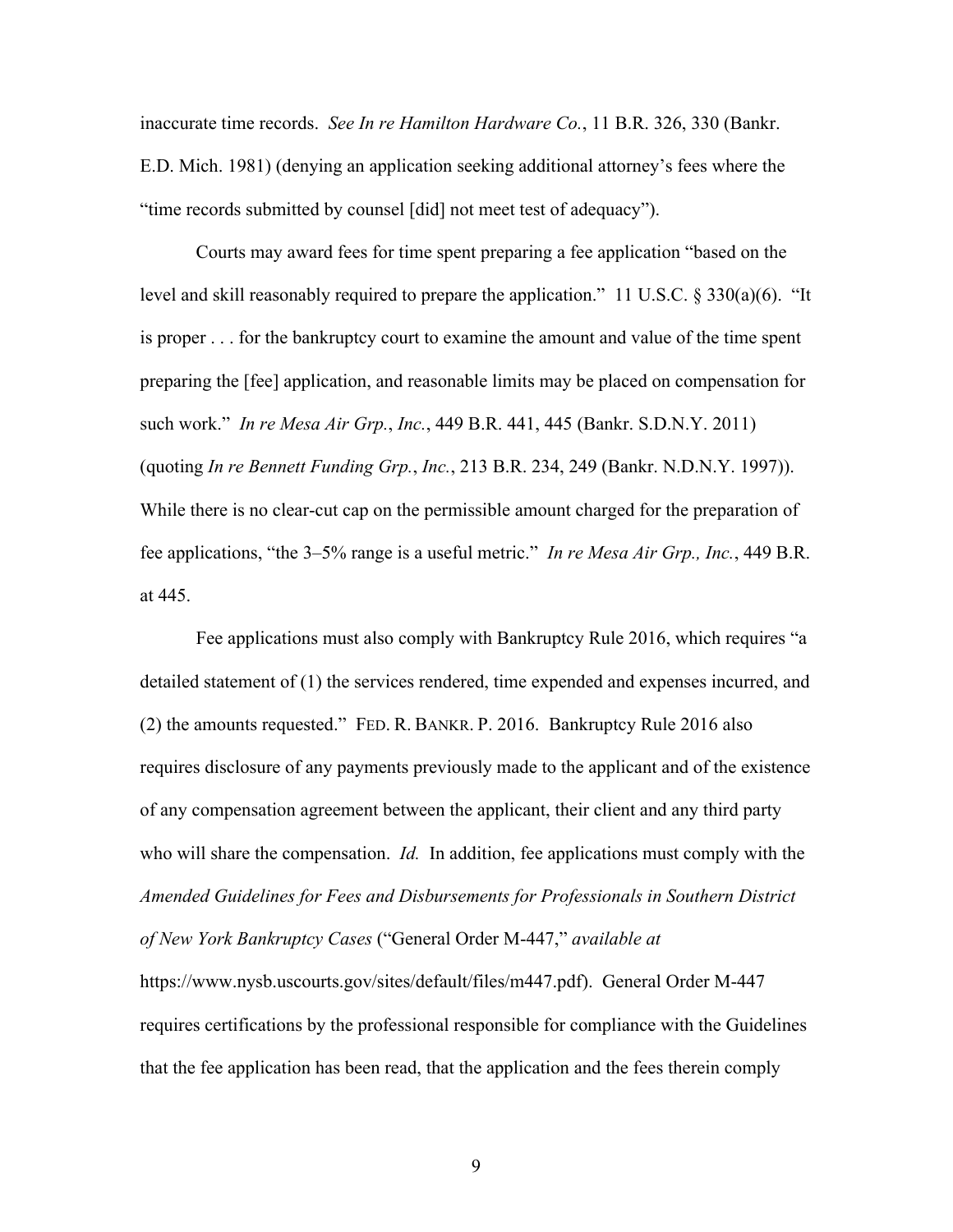inaccurate time records. *See In re Hamilton Hardware Co.*, 11 B.R. 326, 330 (Bankr. E.D. Mich. 1981) (denying an application seeking additional attorney's fees where the "time records submitted by counsel [did] not meet test of adequacy").

Courts may award fees for time spent preparing a fee application "based on the level and skill reasonably required to prepare the application." 11 U.S.C. § 330(a)(6). "It is proper . . . for the bankruptcy court to examine the amount and value of the time spent preparing the [fee] application, and reasonable limits may be placed on compensation for such work." *In re Mesa Air Grp.*, *Inc.*, 449 B.R. 441, 445 (Bankr. S.D.N.Y. 2011) (quoting *In re Bennett Funding Grp.*, *Inc.*, 213 B.R. 234, 249 (Bankr. N.D.N.Y. 1997)). While there is no clear-cut cap on the permissible amount charged for the preparation of fee applications, "the 3–5% range is a useful metric." *In re Mesa Air Grp., Inc.*, 449 B.R. at 445.

Fee applications must also comply with Bankruptcy Rule 2016, which requires "a detailed statement of (1) the services rendered, time expended and expenses incurred, and (2) the amounts requested." FED. R. BANKR. P. 2016. Bankruptcy Rule 2016 also requires disclosure of any payments previously made to the applicant and of the existence of any compensation agreement between the applicant, their client and any third party who will share the compensation. *Id.* In addition, fee applications must comply with the *Amended Guidelines for Fees and Disbursements for Professionals in Southern District of New York Bankruptcy Cases* ("General Order M-447," *available at* https://www.nysb.uscourts.gov/sites/default/files/m447.pdf). General Order M-447 requires certifications by the professional responsible for compliance with the Guidelines that the fee application has been read, that the application and the fees therein comply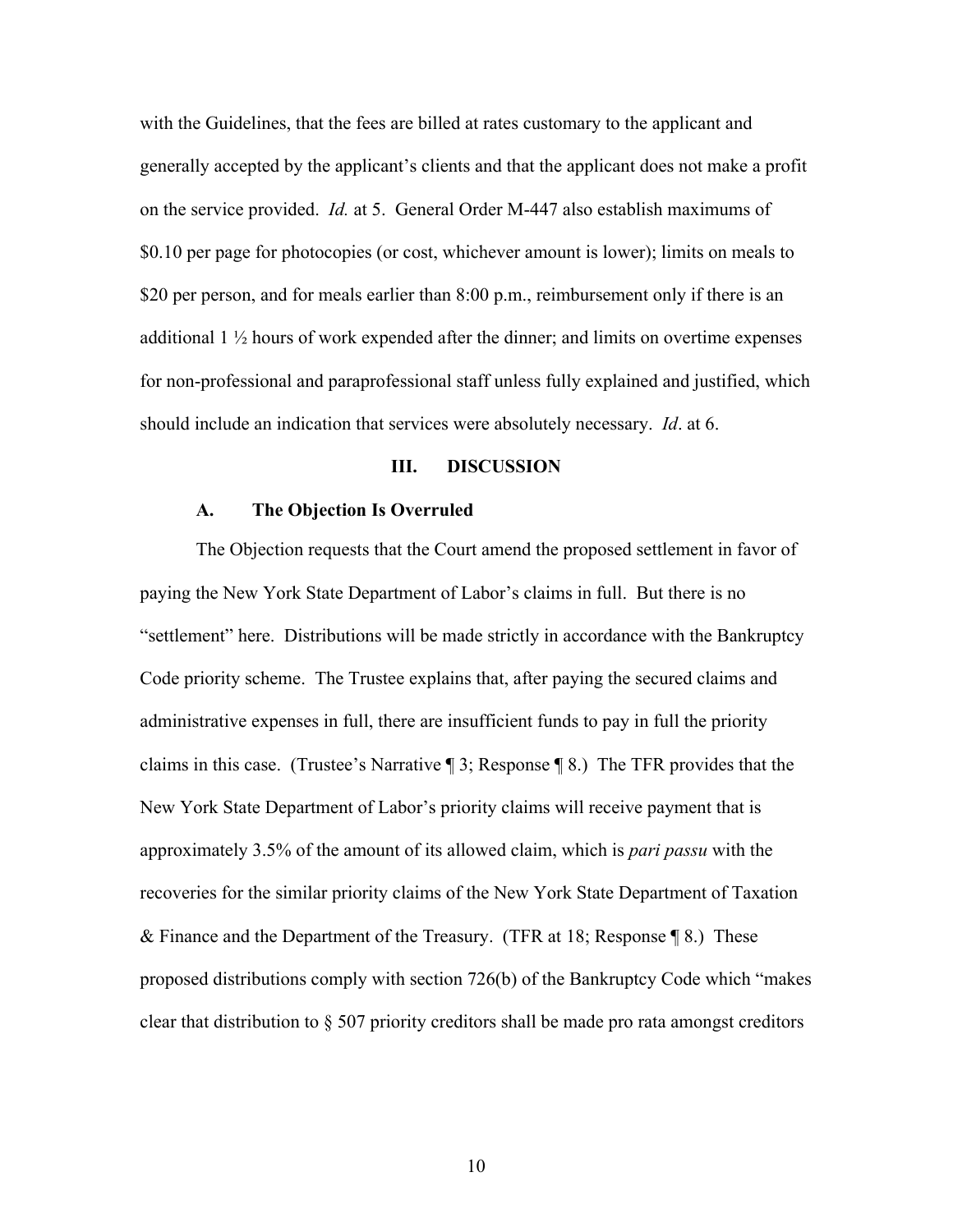with the Guidelines, that the fees are billed at rates customary to the applicant and generally accepted by the applicant's clients and that the applicant does not make a profit on the service provided. *Id.* at 5. General Order M-447 also establish maximums of \$0.10 per page for photocopies (or cost, whichever amount is lower); limits on meals to \$20 per person, and for meals earlier than 8:00 p.m., reimbursement only if there is an additional 1 ½ hours of work expended after the dinner; and limits on overtime expenses for non-professional and paraprofessional staff unless fully explained and justified, which should include an indication that services were absolutely necessary. *Id*. at 6.

## III. DISCUSSION

### A. The Objection Is Overruled

The Objection requests that the Court amend the proposed settlement in favor of paying the New York State Department of Labor's claims in full. But there is no "settlement" here. Distributions will be made strictly in accordance with the Bankruptcy Code priority scheme. The Trustee explains that, after paying the secured claims and administrative expenses in full, there are insufficient funds to pay in full the priority claims in this case. (Trustee's Narrative ¶ 3; Response ¶ 8.) The TFR provides that the New York State Department of Labor's priority claims will receive payment that is approximately 3.5% of the amount of its allowed claim, which is *pari passu* with the recoveries for the similar priority claims of the New York State Department of Taxation & Finance and the Department of the Treasury. (TFR at 18; Response ¶ 8.) These proposed distributions comply with section 726(b) of the Bankruptcy Code which "makes clear that distribution to § 507 priority creditors shall be made pro rata amongst creditors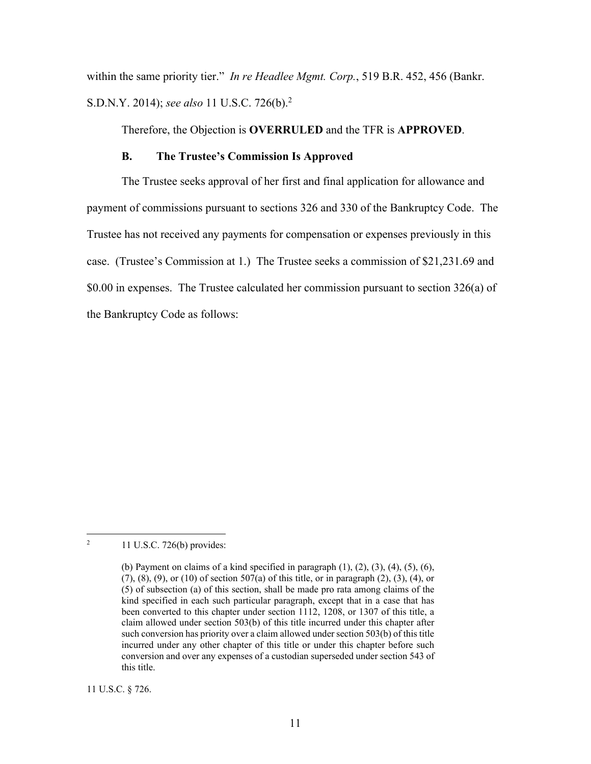within the same priority tier." *In re Headlee Mgmt. Corp.*, 519 B.R. 452, 456 (Bankr. S.D.N.Y. 2014); *see also* 11 U.S.C. 726(b).[2]

Therefore, the Objection is **OVERRULED** and the TFR is **APPROVED**.

### B. The Trustee's Commission Is Approved

The Trustee seeks approval of her first and final application for allowance and payment of commissions pursuant to sections 326 and 330 of the Bankruptcy Code. The Trustee has not received any payments for compensation or expenses previously in this case. (Trustee's Commission at 1.) The Trustee seeks a commission of $21,231.69 and $0.00 in expenses. The Trustee calculated her commission pursuant to section 326(a) of the Bankruptcy Code as follows:

---

[2] 11 U.S.C. 726(b) provides:

> (b) Payment on claims of a kind specified in paragraph (1), (2), (3), (4), (5), (6), (7), (8), (9), or (10) of section 507(a) of this title, or in paragraph (2), (3), (4), or (5) of subsection (a) of this section, shall be made pro rata among claims of the kind specified in each such particular paragraph, except that in a case that has been converted to this chapter under section 1112, 1208, or 1307 of this title, a claim allowed under section 503(b) of this title incurred under this chapter after such conversion has priority over a claim allowed under section 503(b) of this title incurred under any other chapter of this title or under this chapter before such conversion and over any expenses of a custodian superseded under section 543 of this title.

11 U.S.C. § 726.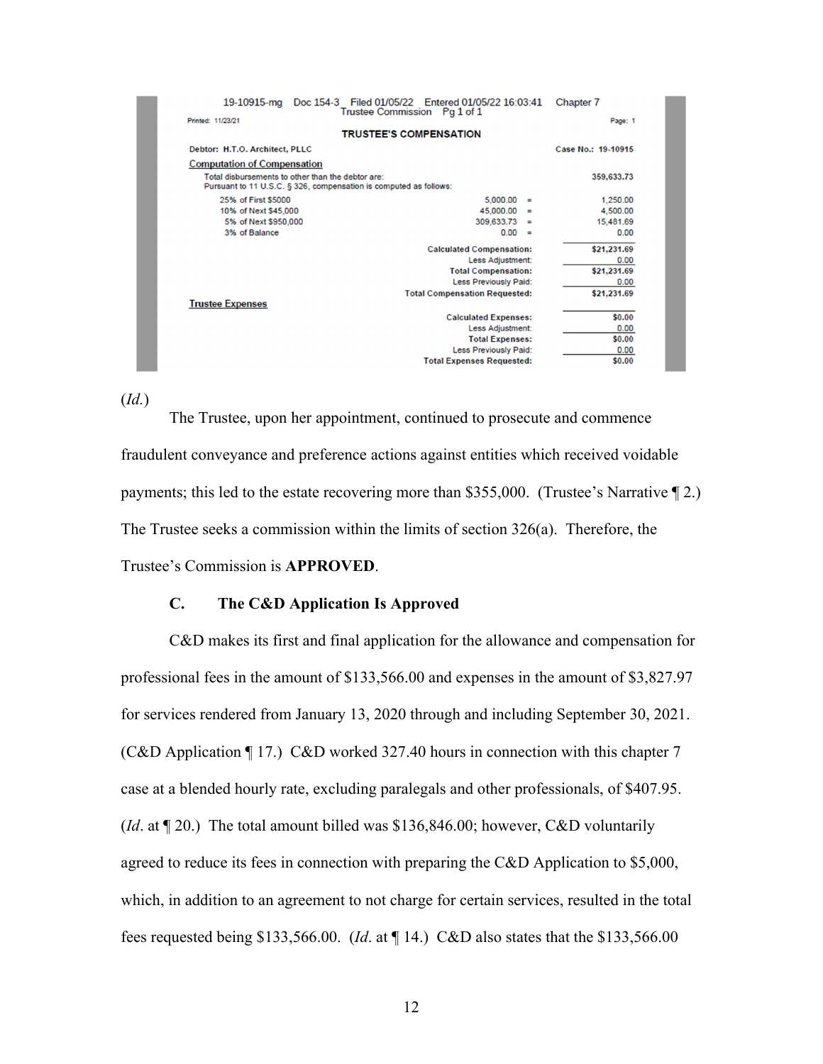19-10915-mg Doc 154-3 Filed 01/05/22 Entered 01/05/22 16:03:41 Chapter 7
Trustee Commission Pg 1 of 1

Printed: 11/23/21 Page: 1

**TRUSTEE'S COMPENSATION**

**Debtor: H.T.O. Architect, PLLC** **Case No.: 19-10915**

Computation of Compensation

Total disbursements to other than the debtor are: 359,633.73

Pursuant to 11 U.S.C. § 326, compensation is computed as follows:

| | | | |
|---|---|---|---|
| 25% of First $5000 | 5,000.00 | = | 1,250.00 |
| 10% of Next $45,000 | 45,000.00 | = | 4,500.00 |
| 5% of Next $950,000 | 309,633.73 | = | 15,481.69 |
| 3% of Balance | 0.00 | = | 0.00 |

| | |
|---|---|
| **Calculated Compensation:** | **$21,231.69** |
| Less Adjustment: | 0.00 |
| **Total Compensation:** | **$21,231.69** |
| Less Previously Paid: | 0.00 |
| **Total Compensation Requested:** | **$21,231.69** |

**Trustee Expenses**

| | |
|---|---|
| **Calculated Expenses:** | **$0.00** |
| Less Adjustment: | 0.00 |
| **Total Expenses:** | **$0.00** |
| Less Previously Paid: | 0.00 |
| **Total Expenses Requested:** | **$0.00** |

(*Id.*)

The Trustee, upon her appointment, continued to prosecute and commence fraudulent conveyance and preference actions against entities which received voidable payments; this led to the estate recovering more than $355,000. (Trustee's Narrative ¶ 2.) The Trustee seeks a commission within the limits of section 326(a). Therefore, the Trustee's Commission is **APPROVED**.

### C. The C&D Application Is Approved

C&D makes its first and final application for the allowance and compensation for professional fees in the amount of $133,566.00 and expenses in the amount of $3,827.97 for services rendered from January 13, 2020 through and including September 30, 2021. (C&D Application ¶ 17.) C&D worked 327.40 hours in connection with this chapter 7 case at a blended hourly rate, excluding paralegals and other professionals, of $407.95. (*Id*. at ¶ 20.) The total amount billed was $136,846.00; however, C&D voluntarily agreed to reduce its fees in connection with preparing the C&D Application to $5,000, which, in addition to an agreement to not charge for certain services, resulted in the total fees requested being $133,566.00. (*Id*. at ¶ 14.) C&D also states that the $133,566.00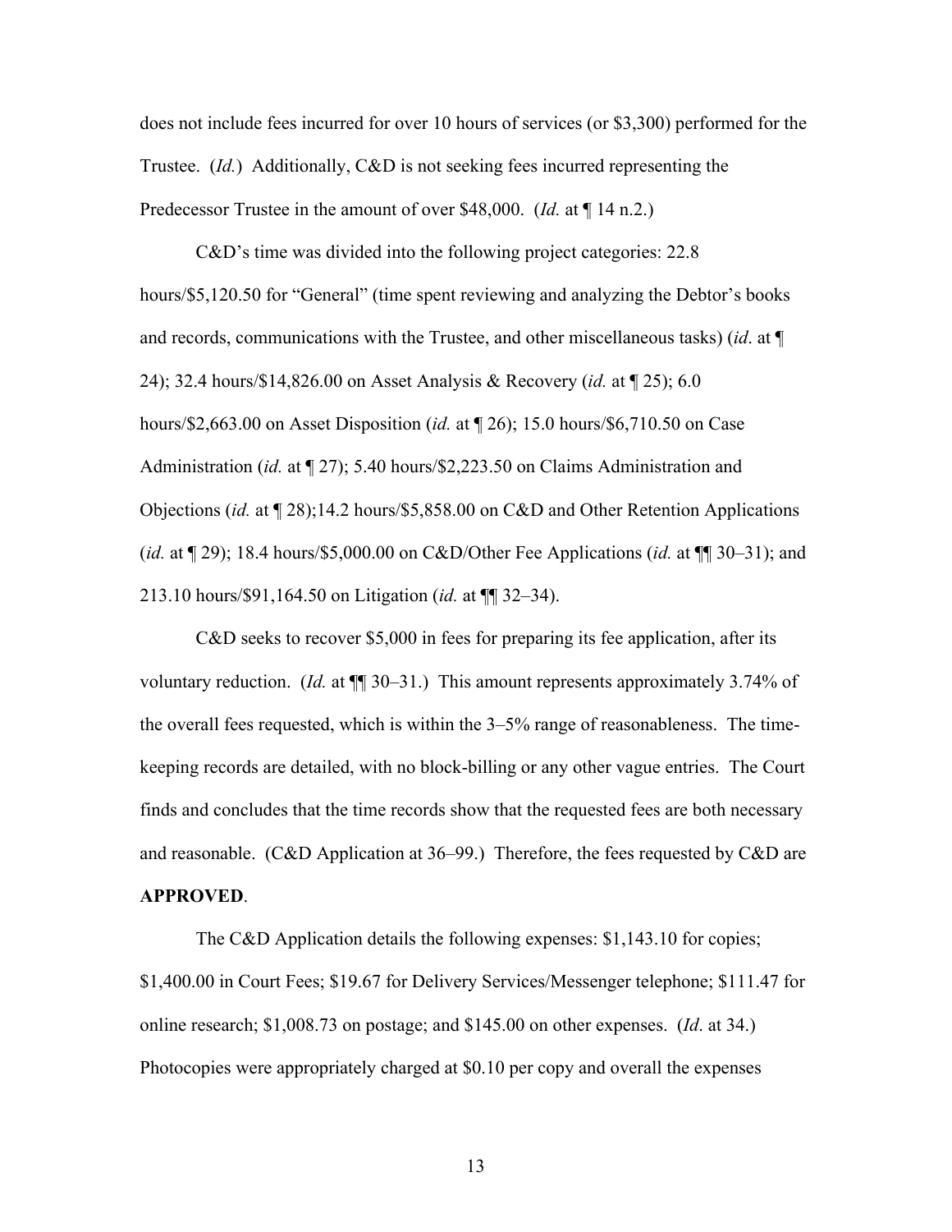does not include fees incurred for over 10 hours of services (or $3,300) performed for the Trustee. (*Id.*) Additionally, C&D is not seeking fees incurred representing the Predecessor Trustee in the amount of over $48,000. (*Id.* at ¶ 14 n.2.)

C&D's time was divided into the following project categories: 22.8 hours/$5,120.50 for "General" (time spent reviewing and analyzing the Debtor's books and records, communications with the Trustee, and other miscellaneous tasks) (*id*. at ¶ 24); 32.4 hours/$14,826.00 on Asset Analysis & Recovery (*id.* at ¶ 25); 6.0 hours/$2,663.00 on Asset Disposition (*id.* at ¶ 26); 15.0 hours/$6,710.50 on Case Administration (*id.* at ¶ 27); 5.40 hours/$2,223.50 on Claims Administration and Objections (*id.* at ¶ 28);14.2 hours/$5,858.00 on C&D and Other Retention Applications (*id.* at ¶ 29); 18.4 hours/$5,000.00 on C&D/Other Fee Applications (*id.* at ¶¶ 30–31); and 213.10 hours/$91,164.50 on Litigation (*id.* at ¶¶ 32–34).

C&D seeks to recover $5,000 in fees for preparing its fee application, after its voluntary reduction. (*Id.* at ¶¶ 30–31.) This amount represents approximately 3.74% of the overall fees requested, which is within the 3–5% range of reasonableness. The time-keeping records are detailed, with no block-billing or any other vague entries. The Court finds and concludes that the time records show that the requested fees are both necessary and reasonable. (C&D Application at 36–99.) Therefore, the fees requested by C&D are **APPROVED**.

The C&D Application details the following expenses: $1,143.10 for copies; $1,400.00 in Court Fees; $19.67 for Delivery Services/Messenger telephone; $111.47 for online research; $1,008.73 on postage; and $145.00 on other expenses. (*Id*. at 34.) Photocopies were appropriately charged at $0.10 per copy and overall the expenses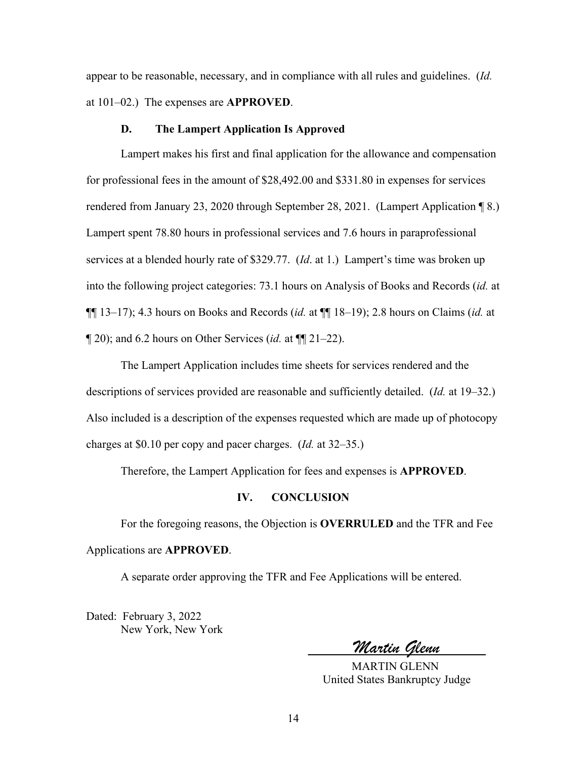appear to be reasonable, necessary, and in compliance with all rules and guidelines. (*Id.* at 101–02.) The expenses are **APPROVED**.

### D. The Lampert Application Is Approved

Lampert makes his first and final application for the allowance and compensation for professional fees in the amount of $28,492.00 and $331.80 in expenses for services rendered from January 23, 2020 through September 28, 2021. (Lampert Application ¶ 8.) Lampert spent 78.80 hours in professional services and 7.6 hours in paraprofessional services at a blended hourly rate of $329.77. (*Id*. at 1.) Lampert's time was broken up into the following project categories: 73.1 hours on Analysis of Books and Records (*id.* at ¶¶ 13–17); 4.3 hours on Books and Records (*id.* at ¶¶ 18–19); 2.8 hours on Claims (*id.* at ¶ 20); and 6.2 hours on Other Services (*id.* at ¶¶ 21–22).

The Lampert Application includes time sheets for services rendered and the descriptions of services provided are reasonable and sufficiently detailed. (*Id.* at 19–32.) Also included is a description of the expenses requested which are made up of photocopy charges at $0.10 per copy and pacer charges. (*Id.* at 32–35.)

Therefore, the Lampert Application for fees and expenses is **APPROVED**.

## IV. CONCLUSION

For the foregoing reasons, the Objection is **OVERRULED** and the TFR and Fee Applications are **APPROVED**.

A separate order approving the TFR and Fee Applications will be entered.

Dated: February 3, 2022
New York, New York

*Martin Glenn*

MARTIN GLENN
United States Bankruptcy Judge